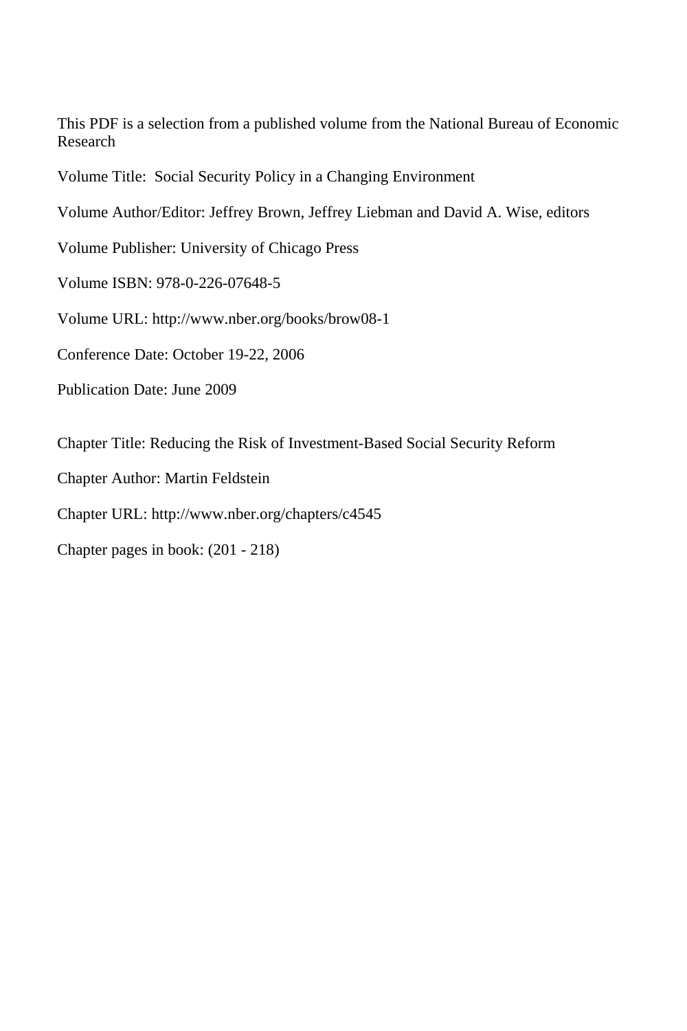This PDF is a selection from a published volume from the National Bureau of Economic Research

Volume Title: Social Security Policy in a Changing Environment

Volume Author/Editor: Jeffrey Brown, Jeffrey Liebman and David A. Wise, editors

Volume Publisher: University of Chicago Press

Volume ISBN: 978-0-226-07648-5

Volume URL: http://www.nber.org/books/brow08-1

Conference Date: October 19-22, 2006

Publication Date: June 2009

Chapter Title: Reducing the Risk of Investment-Based Social Security Reform

Chapter Author: Martin Feldstein

Chapter URL: http://www.nber.org/chapters/c4545

Chapter pages in book: (201 - 218)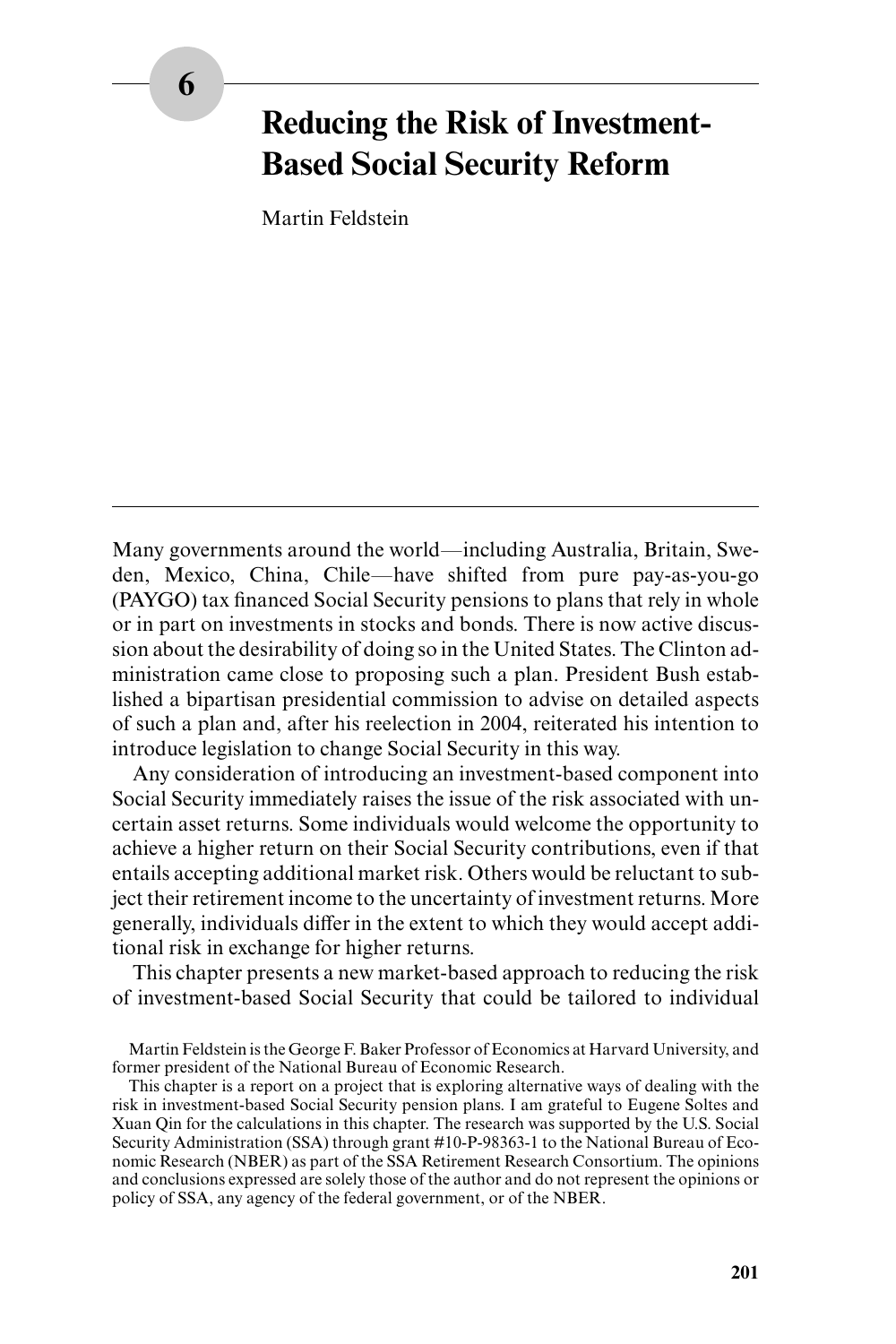# 6

# Reducing the Risk of Investment-Based Social Security Reform

Martin Feldstein

Many governments around the world—including Australia, Britain, Sweden, Mexico, China, Chile—have shifted from pure pay-as-you-go (PAYGO) tax financed Social Security pensions to plans that rely in whole or in part on investments in stocks and bonds. There is now active discussion about the desirability of doing so in the United States. The Clinton administration came close to proposing such a plan. President Bush established a bipartisan presidential commission to advise on detailed aspects of such a plan and, after his reelection in 2004, reiterated his intention to introduce legislation to change Social Security in this way.

Any consideration of introducing an investment-based component into Social Security immediately raises the issue of the risk associated with uncertain asset returns. Some individuals would welcome the opportunity to achieve a higher return on their Social Security contributions, even if that entails accepting additional market risk. Others would be reluctant to subject their retirement income to the uncertainty of investment returns. More generally, individuals differ in the extent to which they would accept additional risk in exchange for higher returns.

This chapter presents a new market-based approach to reducing the risk of investment-based Social Security that could be tailored to individual

Martin Feldstein is the George F. Baker Professor of Economics at Harvard University, and former president of the National Bureau of Economic Research.

This chapter is a report on a project that is exploring alternative ways of dealing with the risk in investment-based Social Security pension plans. I am grateful to Eugene Soltes and Xuan Qin for the calculations in this chapter. The research was supported by the U.S. Social Security Administration (SSA) through grant #10-P-98363-1 to the National Bureau of Economic Research (NBER) as part of the SSA Retirement Research Consortium. The opinions and conclusions expressed are solely those of the author and do not represent the opinions or policy of SSA, any agency of the federal government, or of the NBER.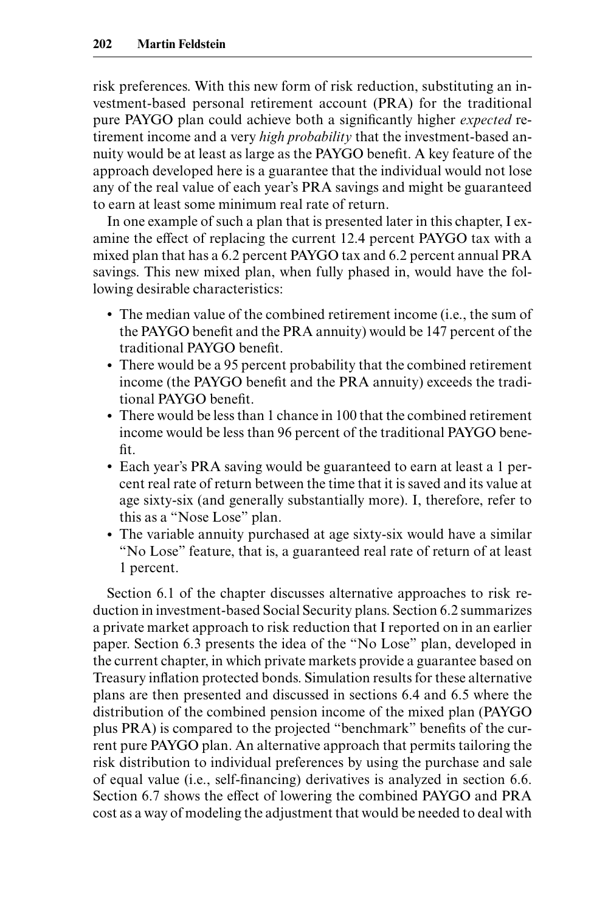risk preferences. With this new form of risk reduction, substituting an investment-based personal retirement account (PRA) for the traditional pure PAYGO plan could achieve both a significantly higher *expected* retirement income and a very *high probability* that the investment-based annuity would be at least as large as the PAYGO benefit. A key feature of the approach developed here is a guarantee that the individual would not lose any of the real value of each year's PRA savings and might be guaranteed to earn at least some minimum real rate of return.

In one example of such a plan that is presented later in this chapter, I examine the effect of replacing the current 12.4 percent PAYGO tax with a mixed plan that has a 6.2 percent PAYGO tax and 6.2 percent annual PRA savings. This new mixed plan, when fully phased in, would have the following desirable characteristics:

- The median value of the combined retirement income (i.e., the sum of the PAYGO benefit and the PRA annuity) would be 147 percent of the traditional PAYGO benefit.
- There would be a 95 percent probability that the combined retirement income (the PAYGO benefit and the PRA annuity) exceeds the traditional PAYGO benefit.
- There would be less than 1 chance in 100 that the combined retirement income would be less than 96 percent of the traditional PAYGO benefit.
- Each year's PRA saving would be guaranteed to earn at least a 1 percent real rate of return between the time that it is saved and its value at age sixty-six (and generally substantially more). I, therefore, refer to this as a "Nose Lose" plan.
- The variable annuity purchased at age sixty-six would have a similar "No Lose" feature, that is, a guaranteed real rate of return of at least 1 percent.

Section 6.1 of the chapter discusses alternative approaches to risk reduction in investment-based Social Security plans. Section 6.2 summarizes a private market approach to risk reduction that I reported on in an earlier paper. Section 6.3 presents the idea of the "No Lose" plan, developed in the current chapter, in which private markets provide a guarantee based on Treasury inflation protected bonds. Simulation results for these alternative plans are then presented and discussed in sections 6.4 and 6.5 where the distribution of the combined pension income of the mixed plan (PAYGO plus PRA) is compared to the projected "benchmark" benefits of the current pure PAYGO plan. An alternative approach that permits tailoring the risk distribution to individual preferences by using the purchase and sale of equal value (i.e., self-financing) derivatives is analyzed in section 6.6. Section 6.7 shows the effect of lowering the combined PAYGO and PRA cost as a way of modeling the adjustment that would be needed to deal with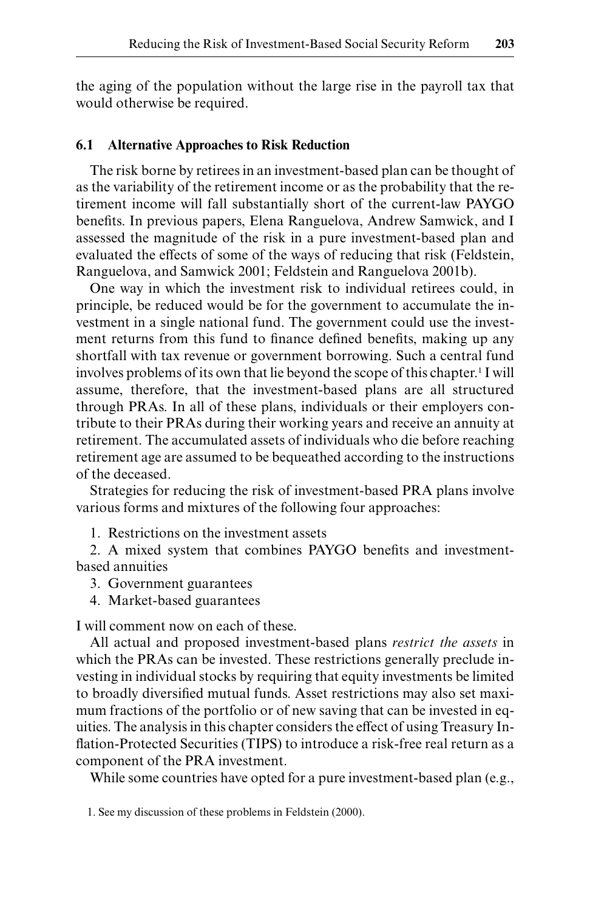the aging of the population without the large rise in the payroll tax that would otherwise be required.

### 6.1 Alternative Approaches to Risk Reduction

The risk borne by retirees in an investment-based plan can be thought of as the variability of the retirement income or as the probability that the retirement income will fall substantially short of the current-law PAYGO benefits. In previous papers, Elena Ranguelova, Andrew Samwick, and I assessed the magnitude of the risk in a pure investment-based plan and evaluated the effects of some of the ways of reducing that risk (Feldstein, Ranguelova, and Samwick 2001; Feldstein and Ranguelova 2001b).

One way in which the investment risk to individual retirees could, in principle, be reduced would be for the government to accumulate the investment in a single national fund. The government could use the investment returns from this fund to finance defined benefits, making up any shortfall with tax revenue or government borrowing. Such a central fund involves problems of its own that lie beyond the scope of this chapter.[1] I will assume, therefore, that the investment-based plans are all structured through PRAs. In all of these plans, individuals or their employers contribute to their PRAs during their working years and receive an annuity at retirement. The accumulated assets of individuals who die before reaching retirement age are assumed to be bequeathed according to the instructions of the deceased.

Strategies for reducing the risk of investment-based PRA plans involve various forms and mixtures of the following four approaches:

1. Restrictions on the investment assets
2. A mixed system that combines PAYGO benefits and investment-based annuities
3. Government guarantees
4. Market-based guarantees

I will comment now on each of these.

All actual and proposed investment-based plans *restrict the assets* in which the PRAs can be invested. These restrictions generally preclude investing in individual stocks by requiring that equity investments be limited to broadly diversified mutual funds. Asset restrictions may also set maximum fractions of the portfolio or of new saving that can be invested in equities. The analysis in this chapter considers the effect of using Treasury Inflation-Protected Securities (TIPS) to introduce a risk-free real return as a component of the PRA investment.

While some countries have opted for a pure investment-based plan (e.g.,

1. See my discussion of these problems in Feldstein (2000).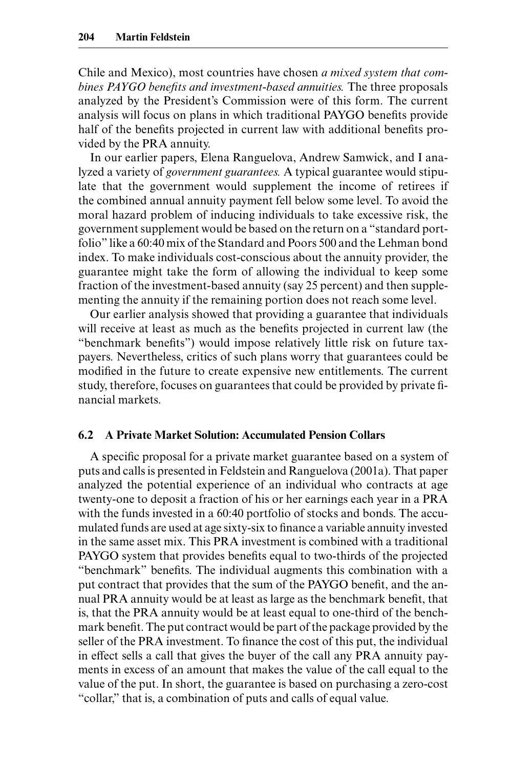Chile and Mexico), most countries have chosen *a mixed system that combines PAYGO benefits and investment-based annuities.* The three proposals analyzed by the President's Commission were of this form. The current analysis will focus on plans in which traditional PAYGO benefits provide half of the benefits projected in current law with additional benefits provided by the PRA annuity.

In our earlier papers, Elena Ranguelova, Andrew Samwick, and I analyzed a variety of *government guarantees.* A typical guarantee would stipulate that the government would supplement the income of retirees if the combined annual annuity payment fell below some level. To avoid the moral hazard problem of inducing individuals to take excessive risk, the government supplement would be based on the return on a "standard portfolio" like a 60:40 mix of the Standard and Poors 500 and the Lehman bond index. To make individuals cost-conscious about the annuity provider, the guarantee might take the form of allowing the individual to keep some fraction of the investment-based annuity (say 25 percent) and then supplementing the annuity if the remaining portion does not reach some level.

Our earlier analysis showed that providing a guarantee that individuals will receive at least as much as the benefits projected in current law (the "benchmark benefits") would impose relatively little risk on future taxpayers. Nevertheless, critics of such plans worry that guarantees could be modified in the future to create expensive new entitlements. The current study, therefore, focuses on guarantees that could be provided by private financial markets.

## 6.2 A Private Market Solution: Accumulated Pension Collars

A specific proposal for a private market guarantee based on a system of puts and calls is presented in Feldstein and Ranguelova (2001a). That paper analyzed the potential experience of an individual who contracts at age twenty-one to deposit a fraction of his or her earnings each year in a PRA with the funds invested in a 60:40 portfolio of stocks and bonds. The accumulated funds are used at age sixty-six to finance a variable annuity invested in the same asset mix. This PRA investment is combined with a traditional PAYGO system that provides benefits equal to two-thirds of the projected "benchmark" benefits. The individual augments this combination with a put contract that provides that the sum of the PAYGO benefit, and the annual PRA annuity would be at least as large as the benchmark benefit, that is, that the PRA annuity would be at least equal to one-third of the benchmark benefit. The put contract would be part of the package provided by the seller of the PRA investment. To finance the cost of this put, the individual in effect sells a call that gives the buyer of the call any PRA annuity payments in excess of an amount that makes the value of the call equal to the value of the put. In short, the guarantee is based on purchasing a zero-cost "collar," that is, a combination of puts and calls of equal value.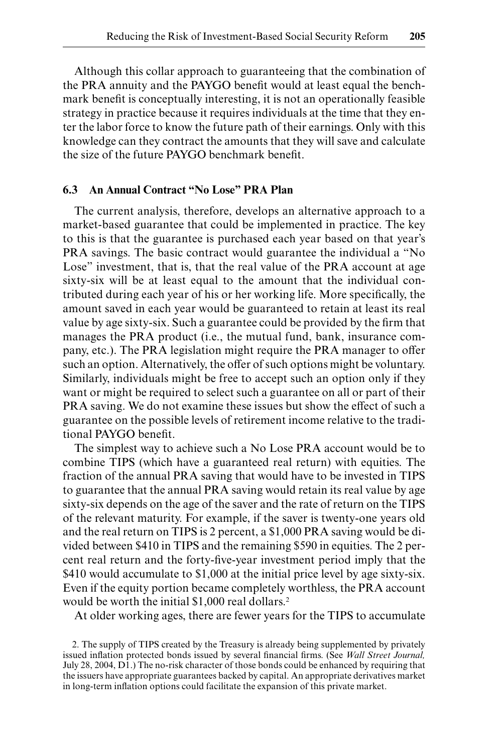Although this collar approach to guaranteeing that the combination of the PRA annuity and the PAYGO benefit would at least equal the benchmark benefit is conceptually interesting, it is not an operationally feasible strategy in practice because it requires individuals at the time that they enter the labor force to know the future path of their earnings. Only with this knowledge can they contract the amounts that they will save and calculate the size of the future PAYGO benchmark benefit.

## 6.3 An Annual Contract "No Lose" PRA Plan

The current analysis, therefore, develops an alternative approach to a market-based guarantee that could be implemented in practice. The key to this is that the guarantee is purchased each year based on that year's PRA savings. The basic contract would guarantee the individual a "No Lose" investment, that is, that the real value of the PRA account at age sixty-six will be at least equal to the amount that the individual contributed during each year of his or her working life. More specifically, the amount saved in each year would be guaranteed to retain at least its real value by age sixty-six. Such a guarantee could be provided by the firm that manages the PRA product (i.e., the mutual fund, bank, insurance company, etc.). The PRA legislation might require the PRA manager to offer such an option. Alternatively, the offer of such options might be voluntary. Similarly, individuals might be free to accept such an option only if they want or might be required to select such a guarantee on all or part of their PRA saving. We do not examine these issues but show the effect of such a guarantee on the possible levels of retirement income relative to the traditional PAYGO benefit.

The simplest way to achieve such a No Lose PRA account would be to combine TIPS (which have a guaranteed real return) with equities. The fraction of the annual PRA saving that would have to be invested in TIPS to guarantee that the annual PRA saving would retain its real value by age sixty-six depends on the age of the saver and the rate of return on the TIPS of the relevant maturity. For example, if the saver is twenty-one years old and the real return on TIPS is 2 percent, a $1,000 PRA saving would be divided between $410 in TIPS and the remaining $590 in equities. The 2 percent real return and the forty-five-year investment period imply that the $410 would accumulate to $1,000 at the initial price level by age sixty-six. Even if the equity portion became completely worthless, the PRA account would be worth the initial $1,000 real dollars.[2]

At older working ages, there are fewer years for the TIPS to accumulate

2. The supply of TIPS created by the Treasury is already being supplemented by privately issued inflation protected bonds issued by several financial firms. (See *Wall Street Journal,* July 28, 2004, D1.) The no-risk character of those bonds could be enhanced by requiring that the issuers have appropriate guarantees backed by capital. An appropriate derivatives market in long-term inflation options could facilitate the expansion of this private market.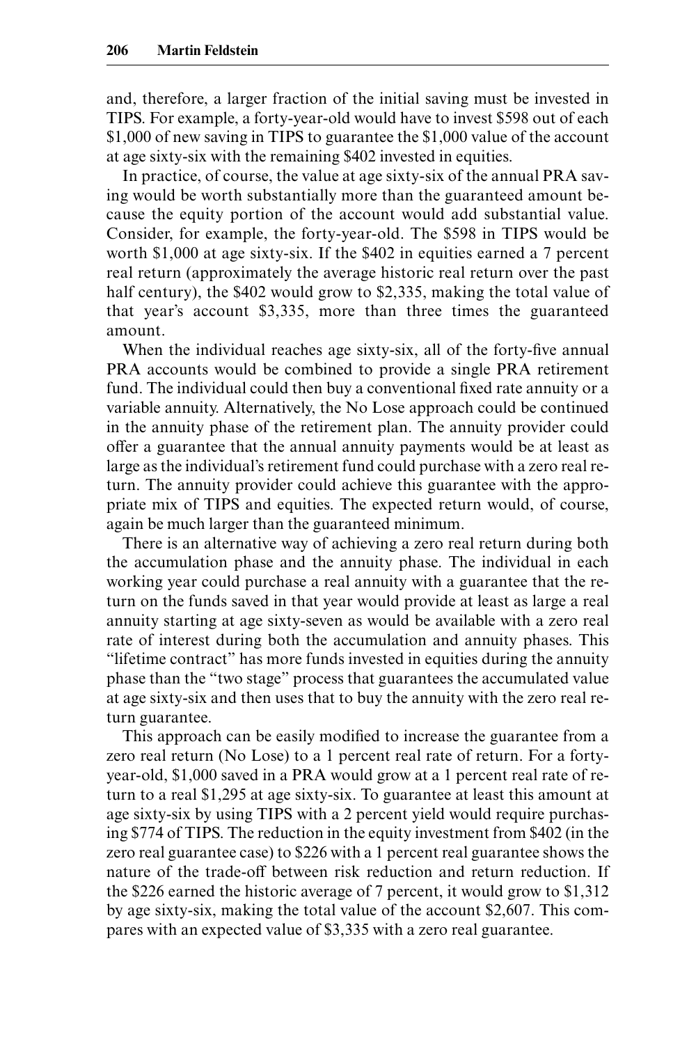and, therefore, a larger fraction of the initial saving must be invested in TIPS. For example, a forty-year-old would have to invest $598 out of each $1,000 of new saving in TIPS to guarantee the $1,000 value of the account at age sixty-six with the remaining $402 invested in equities.

In practice, of course, the value at age sixty-six of the annual PRA saving would be worth substantially more than the guaranteed amount because the equity portion of the account would add substantial value. Consider, for example, the forty-year-old. The $598 in TIPS would be worth $1,000 at age sixty-six. If the $402 in equities earned a 7 percent real return (approximately the average historic real return over the past half century), the $402 would grow to $2,335, making the total value of that year's account $3,335, more than three times the guaranteed amount.

When the individual reaches age sixty-six, all of the forty-five annual PRA accounts would be combined to provide a single PRA retirement fund. The individual could then buy a conventional fixed rate annuity or a variable annuity. Alternatively, the No Lose approach could be continued in the annuity phase of the retirement plan. The annuity provider could offer a guarantee that the annual annuity payments would be at least as large as the individual's retirement fund could purchase with a zero real return. The annuity provider could achieve this guarantee with the appropriate mix of TIPS and equities. The expected return would, of course, again be much larger than the guaranteed minimum.

There is an alternative way of achieving a zero real return during both the accumulation phase and the annuity phase. The individual in each working year could purchase a real annuity with a guarantee that the return on the funds saved in that year would provide at least as large a real annuity starting at age sixty-seven as would be available with a zero real rate of interest during both the accumulation and annuity phases. This "lifetime contract" has more funds invested in equities during the annuity phase than the "two stage" process that guarantees the accumulated value at age sixty-six and then uses that to buy the annuity with the zero real return guarantee.

This approach can be easily modified to increase the guarantee from a zero real return (No Lose) to a 1 percent real rate of return. For a forty-year-old, $1,000 saved in a PRA would grow at a 1 percent real rate of return to a real $1,295 at age sixty-six. To guarantee at least this amount at age sixty-six by using TIPS with a 2 percent yield would require purchasing $774 of TIPS. The reduction in the equity investment from $402 (in the zero real guarantee case) to $226 with a 1 percent real guarantee shows the nature of the trade-off between risk reduction and return reduction. If the $226 earned the historic average of 7 percent, it would grow to $1,312 by age sixty-six, making the total value of the account $2,607. This compares with an expected value of $3,335 with a zero real guarantee.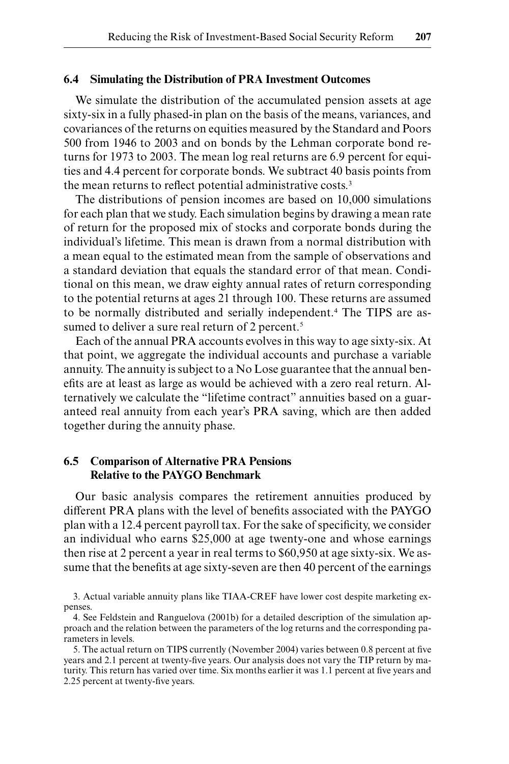## 6.4 Simulating the Distribution of PRA Investment Outcomes

We simulate the distribution of the accumulated pension assets at age sixty-six in a fully phased-in plan on the basis of the means, variances, and covariances of the returns on equities measured by the Standard and Poors 500 from 1946 to 2003 and on bonds by the Lehman corporate bond returns for 1973 to 2003. The mean log real returns are 6.9 percent for equities and 4.4 percent for corporate bonds. We subtract 40 basis points from the mean returns to reflect potential administrative costs.[3]

The distributions of pension incomes are based on 10,000 simulations for each plan that we study. Each simulation begins by drawing a mean rate of return for the proposed mix of stocks and corporate bonds during the individual's lifetime. This mean is drawn from a normal distribution with a mean equal to the estimated mean from the sample of observations and a standard deviation that equals the standard error of that mean. Conditional on this mean, we draw eighty annual rates of return corresponding to the potential returns at ages 21 through 100. These returns are assumed to be normally distributed and serially independent.[4] The TIPS are assumed to deliver a sure real return of 2 percent.[5]

Each of the annual PRA accounts evolves in this way to age sixty-six. At that point, we aggregate the individual accounts and purchase a variable annuity. The annuity is subject to a No Lose guarantee that the annual benefits are at least as large as would be achieved with a zero real return. Alternatively we calculate the "lifetime contract" annuities based on a guaranteed real annuity from each year's PRA saving, which are then added together during the annuity phase.

## 6.5 Comparison of Alternative PRA Pensions Relative to the PAYGO Benchmark

Our basic analysis compares the retirement annuities produced by different PRA plans with the level of benefits associated with the PAYGO plan with a 12.4 percent payroll tax. For the sake of specificity, we consider an individual who earns $25,000 at age twenty-one and whose earnings then rise at 2 percent a year in real terms to $60,950 at age sixty-six. We assume that the benefits at age sixty-seven are then 40 percent of the earnings

3. Actual variable annuity plans like TIAA-CREF have lower cost despite marketing expenses.

4. See Feldstein and Ranguelova (2001b) for a detailed description of the simulation approach and the relation between the parameters of the log returns and the corresponding parameters in levels.

5. The actual return on TIPS currently (November 2004) varies between 0.8 percent at five years and 2.1 percent at twenty-five years. Our analysis does not vary the TIP return by maturity. This return has varied over time. Six months earlier it was 1.1 percent at five years and 2.25 percent at twenty-five years.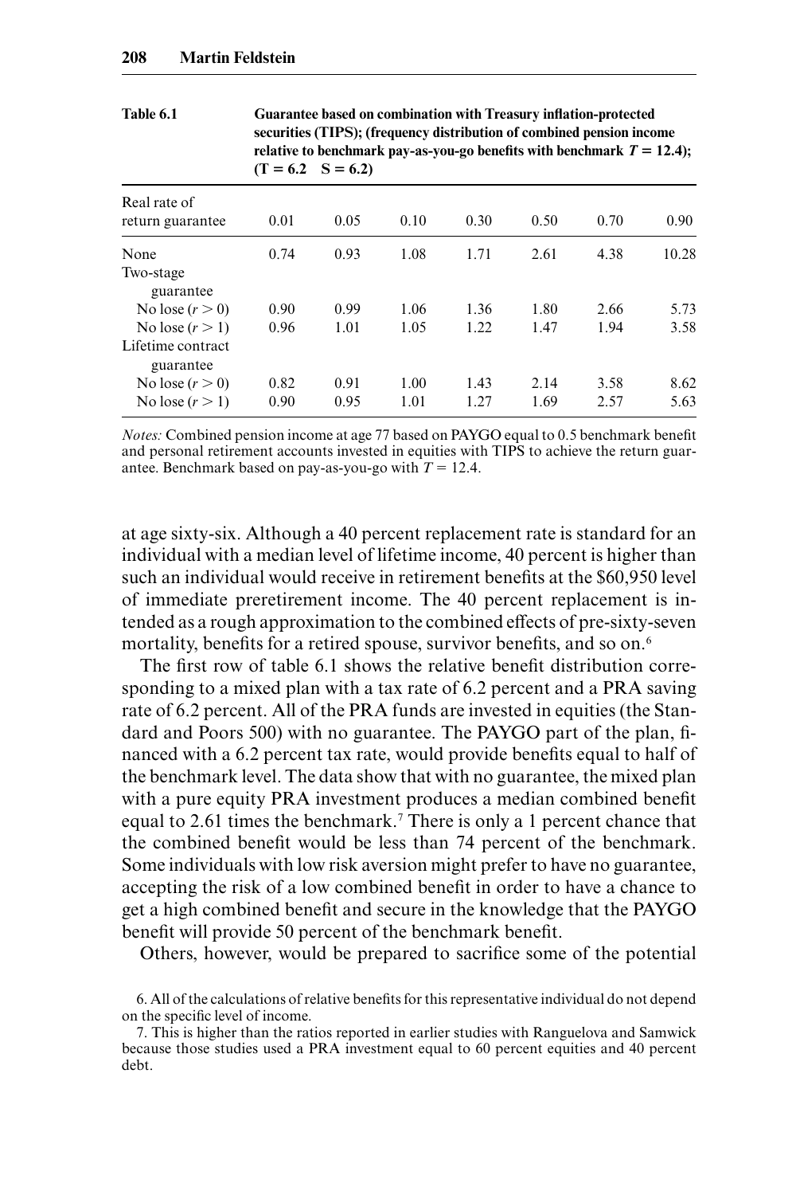Table 6.1 Guarantee based on combination with Treasury inflation-protected securities (TIPS); (frequency distribution of combined pension income relative to benchmark pay-as-you-go benefits with benchmark $T = 12.4$); ($T = 6.2$ $S = 6.2$)

| Real rate of return guarantee | 0.01 | 0.05 | 0.10 | 0.30 | 0.50 | 0.70 | 0.90 |
|---|---|---|---|---|---|---|---|
| None | 0.74 | 0.93 | 1.08 | 1.71 | 2.61 | 4.38 | 10.28 |
| Two-stage guarantee | | | | | | | |
| No lose ($r > 0$) | 0.90 | 0.99 | 1.06 | 1.36 | 1.80 | 2.66 | 5.73 |
| No lose ($r > 1$) | 0.96 | 1.01 | 1.05 | 1.22 | 1.47 | 1.94 | 3.58 |
| Lifetime contract guarantee | | | | | | | |
| No lose ($r > 0$) | 0.82 | 0.91 | 1.00 | 1.43 | 2.14 | 3.58 | 8.62 |
| No lose ($r > 1$) | 0.90 | 0.95 | 1.01 | 1.27 | 1.69 | 2.57 | 5.63 |

*Notes:* Combined pension income at age 77 based on PAYGO equal to 0.5 benchmark benefit and personal retirement accounts invested in equities with TIPS to achieve the return guarantee. Benchmark based on pay-as-you-go with $T = 12.4$.

at age sixty-six. Although a 40 percent replacement rate is standard for an individual with a median level of lifetime income, 40 percent is higher than such an individual would receive in retirement benefits at the $60,950 level of immediate preretirement income. The 40 percent replacement is intended as a rough approximation to the combined effects of pre-sixty-seven mortality, benefits for a retired spouse, survivor benefits, and so on.[6]

The first row of table 6.1 shows the relative benefit distribution corresponding to a mixed plan with a tax rate of 6.2 percent and a PRA saving rate of 6.2 percent. All of the PRA funds are invested in equities (the Standard and Poors 500) with no guarantee. The PAYGO part of the plan, financed with a 6.2 percent tax rate, would provide benefits equal to half of the benchmark level. The data show that with no guarantee, the mixed plan with a pure equity PRA investment produces a median combined benefit equal to 2.61 times the benchmark.[7] There is only a 1 percent chance that the combined benefit would be less than 74 percent of the benchmark. Some individuals with low risk aversion might prefer to have no guarantee, accepting the risk of a low combined benefit in order to have a chance to get a high combined benefit and secure in the knowledge that the PAYGO benefit will provide 50 percent of the benchmark benefit.

Others, however, would be prepared to sacrifice some of the potential

6. All of the calculations of relative benefits for this representative individual do not depend on the specific level of income.

7. This is higher than the ratios reported in earlier studies with Ranguelova and Samwick because those studies used a PRA investment equal to 60 percent equities and 40 percent debt.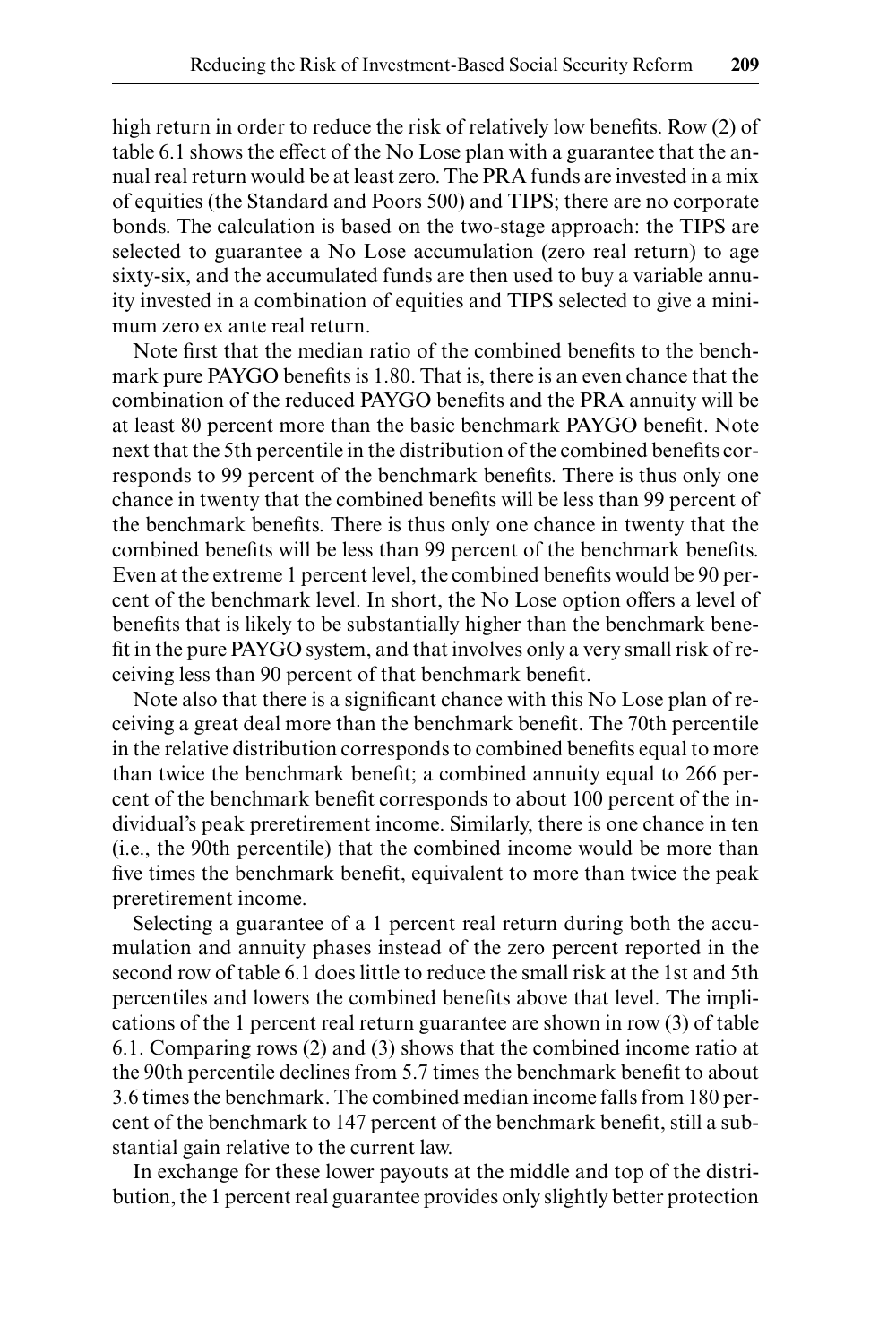high return in order to reduce the risk of relatively low benefits. Row (2) of table 6.1 shows the effect of the No Lose plan with a guarantee that the annual real return would be at least zero. The PRA funds are invested in a mix of equities (the Standard and Poors 500) and TIPS; there are no corporate bonds. The calculation is based on the two-stage approach: the TIPS are selected to guarantee a No Lose accumulation (zero real return) to age sixty-six, and the accumulated funds are then used to buy a variable annuity invested in a combination of equities and TIPS selected to give a minimum zero ex ante real return.

Note first that the median ratio of the combined benefits to the benchmark pure PAYGO benefits is 1.80. That is, there is an even chance that the combination of the reduced PAYGO benefits and the PRA annuity will be at least 80 percent more than the basic benchmark PAYGO benefit. Note next that the 5th percentile in the distribution of the combined benefits corresponds to 99 percent of the benchmark benefits. There is thus only one chance in twenty that the combined benefits will be less than 99 percent of the benchmark benefits. There is thus only one chance in twenty that the combined benefits will be less than 99 percent of the benchmark benefits. Even at the extreme 1 percent level, the combined benefits would be 90 percent of the benchmark level. In short, the No Lose option offers a level of benefits that is likely to be substantially higher than the benchmark benefit in the pure PAYGO system, and that involves only a very small risk of receiving less than 90 percent of that benchmark benefit.

Note also that there is a significant chance with this No Lose plan of receiving a great deal more than the benchmark benefit. The 70th percentile in the relative distribution corresponds to combined benefits equal to more than twice the benchmark benefit; a combined annuity equal to 266 percent of the benchmark benefit corresponds to about 100 percent of the individual's peak preretirement income. Similarly, there is one chance in ten (i.e., the 90th percentile) that the combined income would be more than five times the benchmark benefit, equivalent to more than twice the peak preretirement income.

Selecting a guarantee of a 1 percent real return during both the accumulation and annuity phases instead of the zero percent reported in the second row of table 6.1 does little to reduce the small risk at the 1st and 5th percentiles and lowers the combined benefits above that level. The implications of the 1 percent real return guarantee are shown in row (3) of table 6.1. Comparing rows (2) and (3) shows that the combined income ratio at the 90th percentile declines from 5.7 times the benchmark benefit to about 3.6 times the benchmark. The combined median income falls from 180 percent of the benchmark to 147 percent of the benchmark benefit, still a substantial gain relative to the current law.

In exchange for these lower payouts at the middle and top of the distribution, the 1 percent real guarantee provides only slightly better protection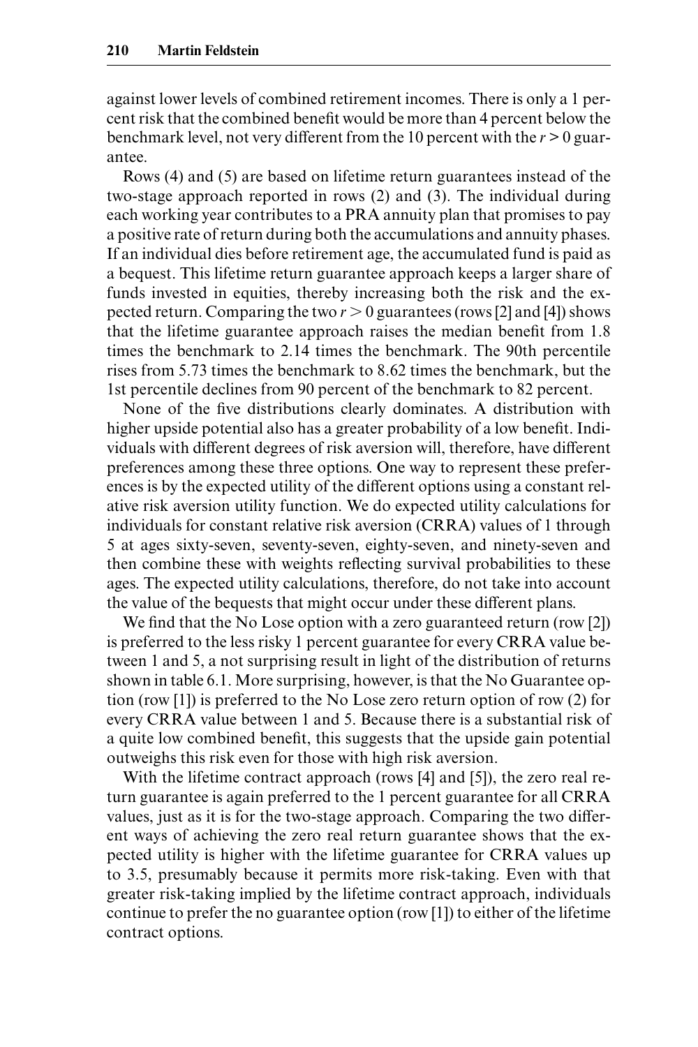against lower levels of combined retirement incomes. There is only a 1 percent risk that the combined benefit would be more than 4 percent below the benchmark level, not very different from the 10 percent with the $r > 0$ guarantee.

Rows (4) and (5) are based on lifetime return guarantees instead of the two-stage approach reported in rows (2) and (3). The individual during each working year contributes to a PRA annuity plan that promises to pay a positive rate of return during both the accumulations and annuity phases. If an individual dies before retirement age, the accumulated fund is paid as a bequest. This lifetime return guarantee approach keeps a larger share of funds invested in equities, thereby increasing both the risk and the expected return. Comparing the two $r > 0$ guarantees (rows [2] and [4]) shows that the lifetime guarantee approach raises the median benefit from 1.8 times the benchmark to 2.14 times the benchmark. The 90th percentile rises from 5.73 times the benchmark to 8.62 times the benchmark, but the 1st percentile declines from 90 percent of the benchmark to 82 percent.

None of the five distributions clearly dominates. A distribution with higher upside potential also has a greater probability of a low benefit. Individuals with different degrees of risk aversion will, therefore, have different preferences among these three options. One way to represent these preferences is by the expected utility of the different options using a constant relative risk aversion utility function. We do expected utility calculations for individuals for constant relative risk aversion (CRRA) values of 1 through 5 at ages sixty-seven, seventy-seven, eighty-seven, and ninety-seven and then combine these with weights reflecting survival probabilities to these ages. The expected utility calculations, therefore, do not take into account the value of the bequests that might occur under these different plans.

We find that the No Lose option with a zero guaranteed return (row [2]) is preferred to the less risky 1 percent guarantee for every CRRA value between 1 and 5, a not surprising result in light of the distribution of returns shown in table 6.1. More surprising, however, is that the No Guarantee option (row [1]) is preferred to the No Lose zero return option of row (2) for every CRRA value between 1 and 5. Because there is a substantial risk of a quite low combined benefit, this suggests that the upside gain potential outweighs this risk even for those with high risk aversion.

With the lifetime contract approach (rows [4] and [5]), the zero real return guarantee is again preferred to the 1 percent guarantee for all CRRA values, just as it is for the two-stage approach. Comparing the two different ways of achieving the zero real return guarantee shows that the expected utility is higher with the lifetime guarantee for CRRA values up to 3.5, presumably because it permits more risk-taking. Even with that greater risk-taking implied by the lifetime contract approach, individuals continue to prefer the no guarantee option (row [1]) to either of the lifetime contract options.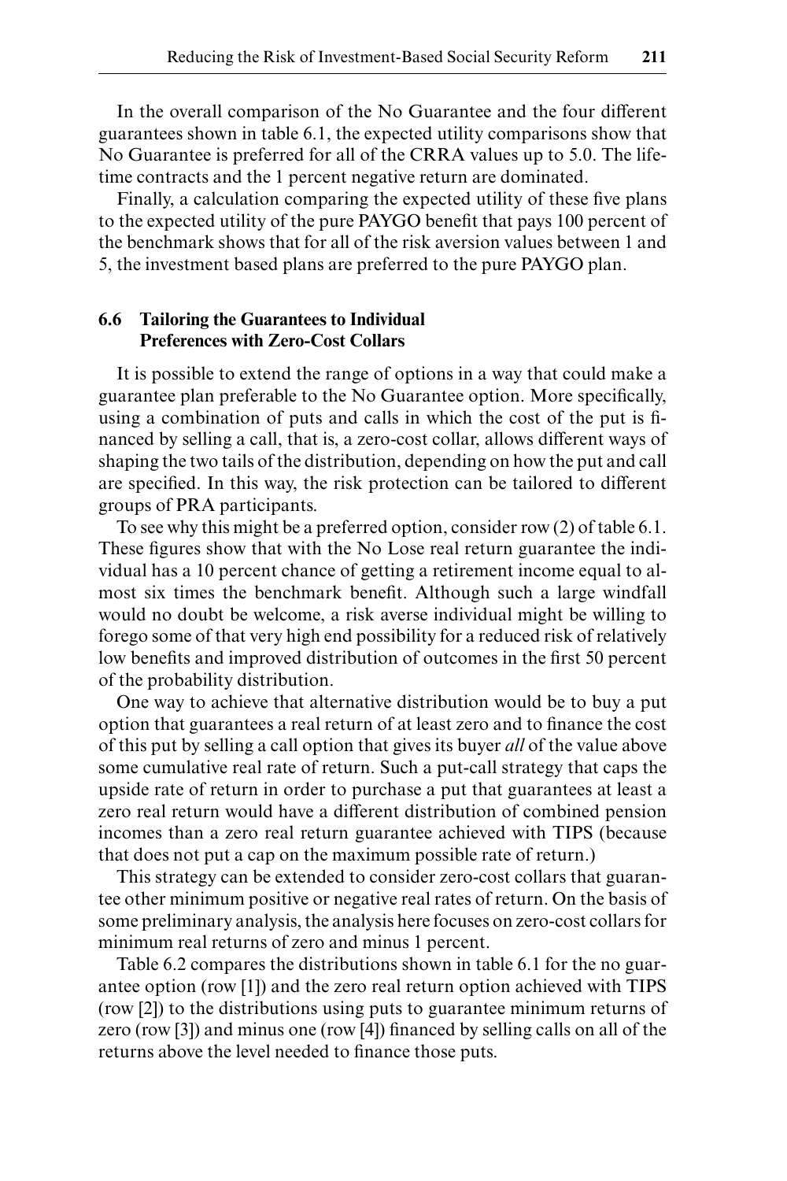In the overall comparison of the No Guarantee and the four different guarantees shown in table 6.1, the expected utility comparisons show that No Guarantee is preferred for all of the CRRA values up to 5.0. The lifetime contracts and the 1 percent negative return are dominated.

Finally, a calculation comparing the expected utility of these five plans to the expected utility of the pure PAYGO benefit that pays 100 percent of the benchmark shows that for all of the risk aversion values between 1 and 5, the investment based plans are preferred to the pure PAYGO plan.

## 6.6 Tailoring the Guarantees to Individual Preferences with Zero-Cost Collars

It is possible to extend the range of options in a way that could make a guarantee plan preferable to the No Guarantee option. More specifically, using a combination of puts and calls in which the cost of the put is financed by selling a call, that is, a zero-cost collar, allows different ways of shaping the two tails of the distribution, depending on how the put and call are specified. In this way, the risk protection can be tailored to different groups of PRA participants.

To see why this might be a preferred option, consider row (2) of table 6.1. These figures show that with the No Lose real return guarantee the individual has a 10 percent chance of getting a retirement income equal to almost six times the benchmark benefit. Although such a large windfall would no doubt be welcome, a risk averse individual might be willing to forego some of that very high end possibility for a reduced risk of relatively low benefits and improved distribution of outcomes in the first 50 percent of the probability distribution.

One way to achieve that alternative distribution would be to buy a put option that guarantees a real return of at least zero and to finance the cost of this put by selling a call option that gives its buyer *all* of the value above some cumulative real rate of return. Such a put-call strategy that caps the upside rate of return in order to purchase a put that guarantees at least a zero real return would have a different distribution of combined pension incomes than a zero real return guarantee achieved with TIPS (because that does not put a cap on the maximum possible rate of return.)

This strategy can be extended to consider zero-cost collars that guarantee other minimum positive or negative real rates of return. On the basis of some preliminary analysis, the analysis here focuses on zero-cost collars for minimum real returns of zero and minus 1 percent.

Table 6.2 compares the distributions shown in table 6.1 for the no guarantee option (row [1]) and the zero real return option achieved with TIPS (row [2]) to the distributions using puts to guarantee minimum returns of zero (row [3]) and minus one (row [4]) financed by selling calls on all of the returns above the level needed to finance those puts.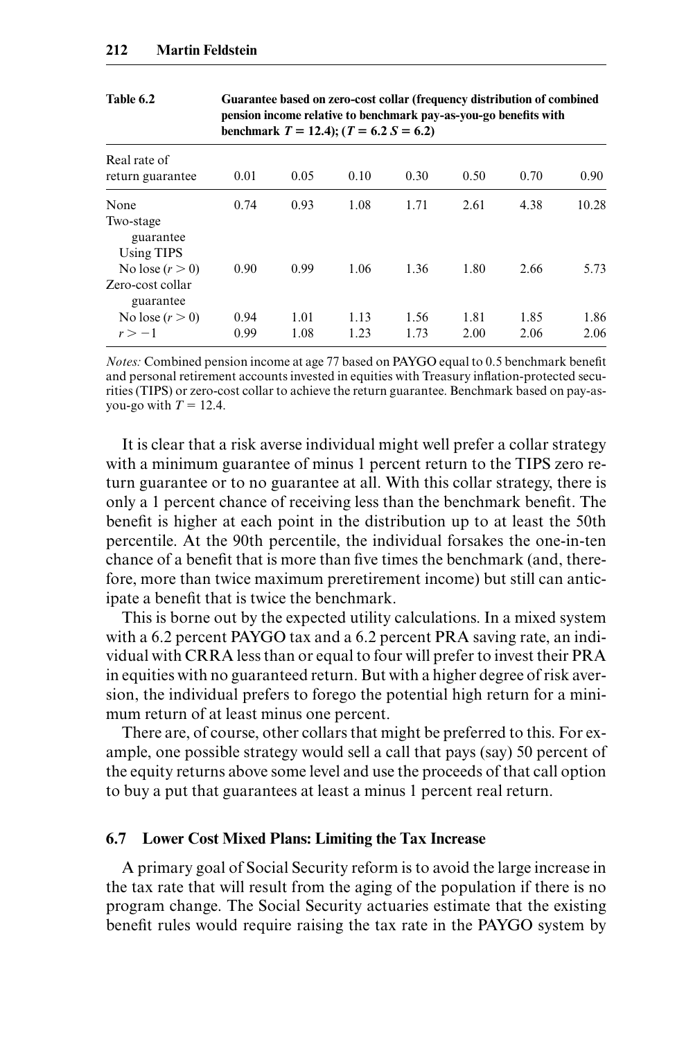| Table 6.2 | Guarantee based on zero-cost collar (frequency distribution of combined pension income relative to benchmark pay-as-you-go benefits with benchmark $T = 12.4$); ($T = 6.2$ $S = 6.2$) | | | | | | |
|---|---|---|---|---|---|---|---|
| Real rate of return guarantee | 0.01 | 0.05 | 0.10 | 0.30 | 0.50 | 0.70 | 0.90 |
| None | 0.74 | 0.93 | 1.08 | 1.71 | 2.61 | 4.38 | 10.28 |
| Two-stage guarantee | | | | | | | |
| Using TIPS | | | | | | | |
| No lose ($r > 0$) | 0.90 | 0.99 | 1.06 | 1.36 | 1.80 | 2.66 | 5.73 |
| Zero-cost collar guarantee | | | | | | | |
| No lose ($r > 0$) | 0.94 | 1.01 | 1.13 | 1.56 | 1.81 | 1.85 | 1.86 |
| $r > -1$ | 0.99 | 1.08 | 1.23 | 1.73 | 2.00 | 2.06 | 2.06 |

*Notes:* Combined pension income at age 77 based on PAYGO equal to 0.5 benchmark benefit and personal retirement accounts invested in equities with Treasury inflation-protected securities (TIPS) or zero-cost collar to achieve the return guarantee. Benchmark based on pay-as-you-go with $T = 12.4$.

It is clear that a risk averse individual might well prefer a collar strategy with a minimum guarantee of minus 1 percent return to the TIPS zero return guarantee or to no guarantee at all. With this collar strategy, there is only a 1 percent chance of receiving less than the benchmark benefit. The benefit is higher at each point in the distribution up to at least the 50th percentile. At the 90th percentile, the individual forsakes the one-in-ten chance of a benefit that is more than five times the benchmark (and, therefore, more than twice maximum preretirement income) but still can anticipate a benefit that is twice the benchmark.

This is borne out by the expected utility calculations. In a mixed system with a 6.2 percent PAYGO tax and a 6.2 percent PRA saving rate, an individual with CRRA less than or equal to four will prefer to invest their PRA in equities with no guaranteed return. But with a higher degree of risk aversion, the individual prefers to forego the potential high return for a minimum return of at least minus one percent.

There are, of course, other collars that might be preferred to this. For example, one possible strategy would sell a call that pays (say) 50 percent of the equity returns above some level and use the proceeds of that call option to buy a put that guarantees at least a minus 1 percent real return.

## 6.7 Lower Cost Mixed Plans: Limiting the Tax Increase

A primary goal of Social Security reform is to avoid the large increase in the tax rate that will result from the aging of the population if there is no program change. The Social Security actuaries estimate that the existing benefit rules would require raising the tax rate in the PAYGO system by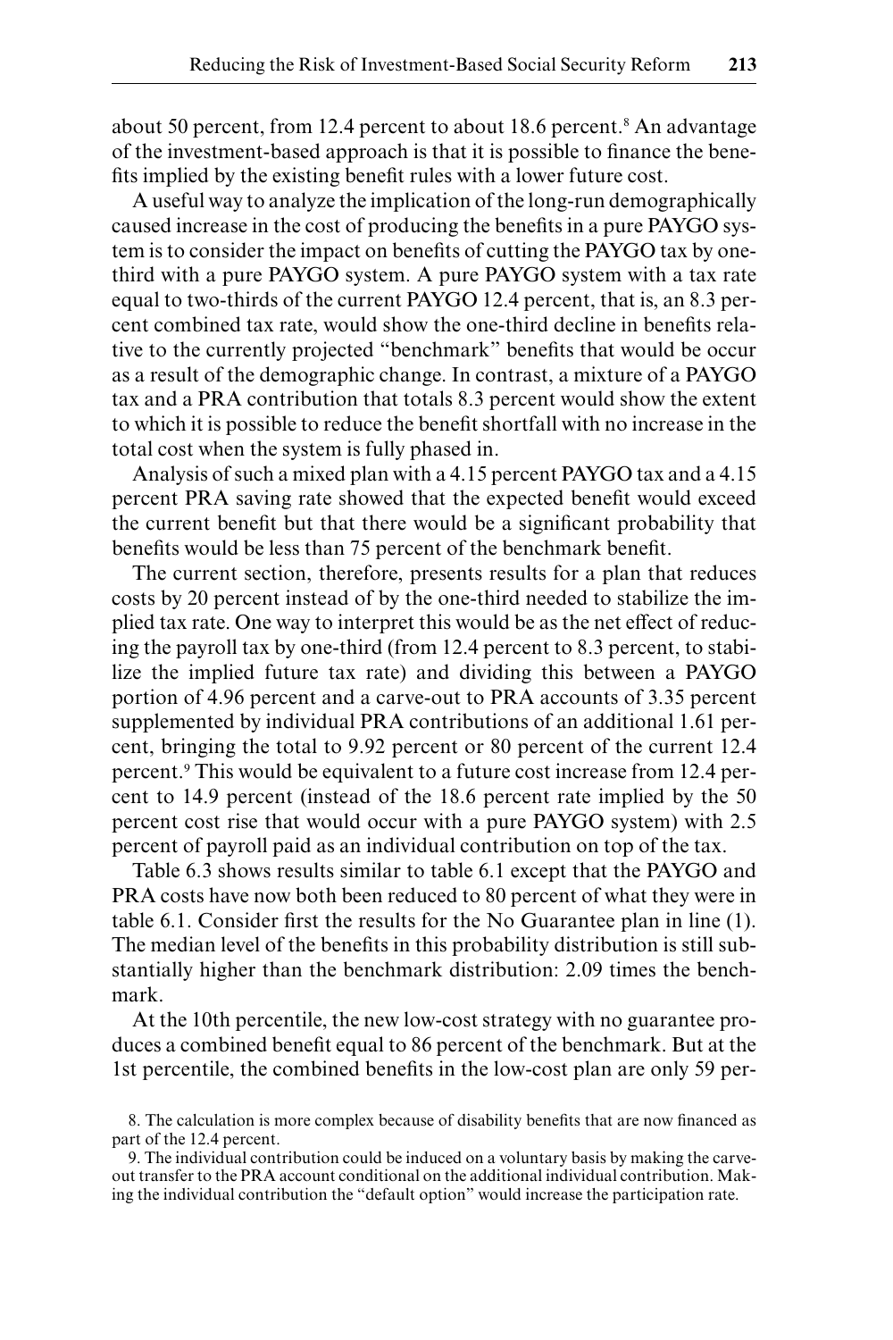about 50 percent, from 12.4 percent to about 18.6 percent.[8] An advantage of the investment-based approach is that it is possible to finance the benefits implied by the existing benefit rules with a lower future cost.

A useful way to analyze the implication of the long-run demographically caused increase in the cost of producing the benefits in a pure PAYGO system is to consider the impact on benefits of cutting the PAYGO tax by one-third with a pure PAYGO system. A pure PAYGO system with a tax rate equal to two-thirds of the current PAYGO 12.4 percent, that is, an 8.3 percent combined tax rate, would show the one-third decline in benefits relative to the currently projected "benchmark" benefits that would be occur as a result of the demographic change. In contrast, a mixture of a PAYGO tax and a PRA contribution that totals 8.3 percent would show the extent to which it is possible to reduce the benefit shortfall with no increase in the total cost when the system is fully phased in.

Analysis of such a mixed plan with a 4.15 percent PAYGO tax and a 4.15 percent PRA saving rate showed that the expected benefit would exceed the current benefit but that there would be a significant probability that benefits would be less than 75 percent of the benchmark benefit.

The current section, therefore, presents results for a plan that reduces costs by 20 percent instead of by the one-third needed to stabilize the implied tax rate. One way to interpret this would be as the net effect of reducing the payroll tax by one-third (from 12.4 percent to 8.3 percent, to stabilize the implied future tax rate) and dividing this between a PAYGO portion of 4.96 percent and a carve-out to PRA accounts of 3.35 percent supplemented by individual PRA contributions of an additional 1.61 percent, bringing the total to 9.92 percent or 80 percent of the current 12.4 percent.[9] This would be equivalent to a future cost increase from 12.4 percent to 14.9 percent (instead of the 18.6 percent rate implied by the 50 percent cost rise that would occur with a pure PAYGO system) with 2.5 percent of payroll paid as an individual contribution on top of the tax.

Table 6.3 shows results similar to table 6.1 except that the PAYGO and PRA costs have now both been reduced to 80 percent of what they were in table 6.1. Consider first the results for the No Guarantee plan in line (1). The median level of the benefits in this probability distribution is still substantially higher than the benchmark distribution: 2.09 times the benchmark.

At the 10th percentile, the new low-cost strategy with no guarantee produces a combined benefit equal to 86 percent of the benchmark. But at the 1st percentile, the combined benefits in the low-cost plan are only 59 per-

8. The calculation is more complex because of disability benefits that are now financed as part of the 12.4 percent.

9. The individual contribution could be induced on a voluntary basis by making the carve-out transfer to the PRA account conditional on the additional individual contribution. Making the individual contribution the "default option" would increase the participation rate.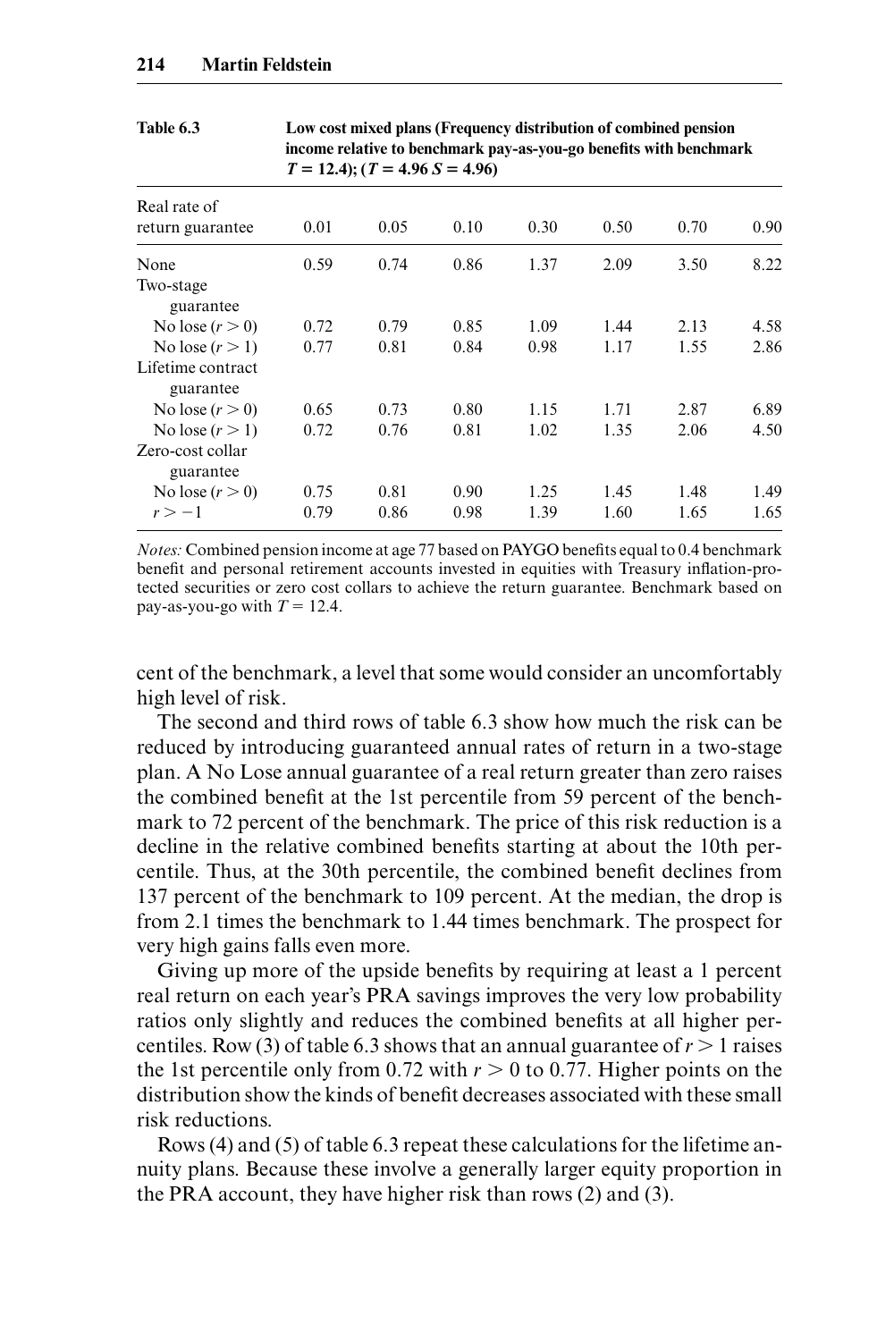**Table 6.3** Low cost mixed plans (Frequency distribution of combined pension income relative to benchmark pay-as-you-go benefits with benchmark $T = 12.4$); ($T = 4.96$ $S = 4.96$)

| Real rate of return guarantee | 0.01 | 0.05 | 0.10 | 0.30 | 0.50 | 0.70 | 0.90 |
|---|---|---|---|---|---|---|---|
| None | 0.59 | 0.74 | 0.86 | 1.37 | 2.09 | 3.50 | 8.22 |
| Two-stage guarantee | | | | | | | |
| No lose ($r > 0$) | 0.72 | 0.79 | 0.85 | 1.09 | 1.44 | 2.13 | 4.58 |
| No lose ($r > 1$) | 0.77 | 0.81 | 0.84 | 0.98 | 1.17 | 1.55 | 2.86 |
| Lifetime contract guarantee | | | | | | | |
| No lose ($r > 0$) | 0.65 | 0.73 | 0.80 | 1.15 | 1.71 | 2.87 | 6.89 |
| No lose ($r > 1$) | 0.72 | 0.76 | 0.81 | 1.02 | 1.35 | 2.06 | 4.50 |
| Zero-cost collar guarantee | | | | | | | |
| No lose ($r > 0$) | 0.75 | 0.81 | 0.90 | 1.25 | 1.45 | 1.48 | 1.49 |
| $r > -1$ | 0.79 | 0.86 | 0.98 | 1.39 | 1.60 | 1.65 | 1.65 |

*Notes:* Combined pension income at age 77 based on PAYGO benefits equal to 0.4 benchmark benefit and personal retirement accounts invested in equities with Treasury inflation-protected securities or zero cost collars to achieve the return guarantee. Benchmark based on pay-as-you-go with $T = 12.4$.

cent of the benchmark, a level that some would consider an uncomfortably high level of risk.

The second and third rows of table 6.3 show how much the risk can be reduced by introducing guaranteed annual rates of return in a two-stage plan. A No Lose annual guarantee of a real return greater than zero raises the combined benefit at the 1st percentile from 59 percent of the benchmark to 72 percent of the benchmark. The price of this risk reduction is a decline in the relative combined benefits starting at about the 10th percentile. Thus, at the 30th percentile, the combined benefit declines from 137 percent of the benchmark to 109 percent. At the median, the drop is from 2.1 times the benchmark to 1.44 times benchmark. The prospect for very high gains falls even more.

Giving up more of the upside benefits by requiring at least a 1 percent real return on each year's PRA savings improves the very low probability ratios only slightly and reduces the combined benefits at all higher percentiles. Row (3) of table 6.3 shows that an annual guarantee of $r > 1$ raises the 1st percentile only from 0.72 with $r > 0$ to 0.77. Higher points on the distribution show the kinds of benefit decreases associated with these small risk reductions.

Rows (4) and (5) of table 6.3 repeat these calculations for the lifetime annuity plans. Because these involve a generally larger equity proportion in the PRA account, they have higher risk than rows (2) and (3).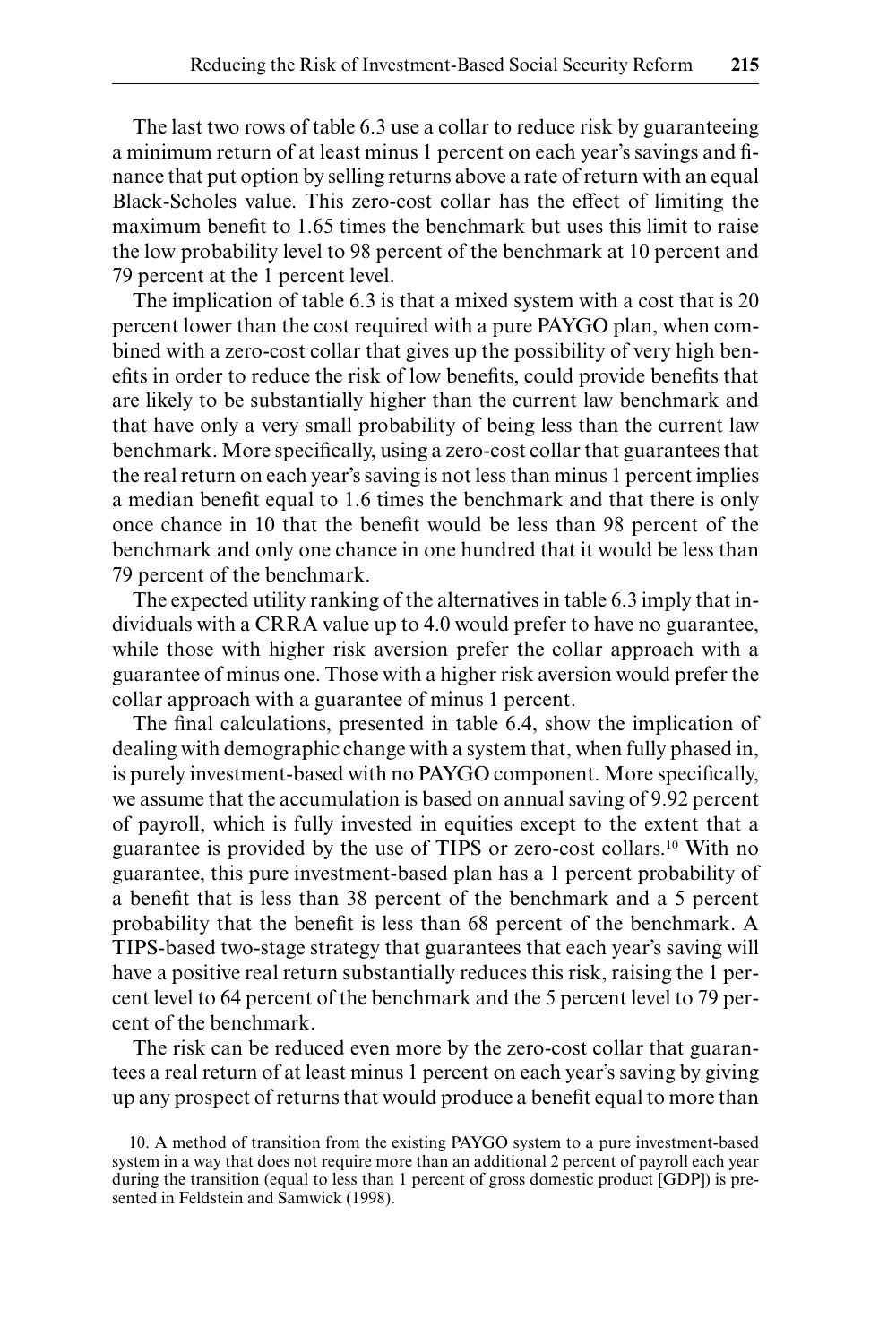The last two rows of table 6.3 use a collar to reduce risk by guaranteeing a minimum return of at least minus 1 percent on each year's savings and finance that put option by selling returns above a rate of return with an equal Black-Scholes value. This zero-cost collar has the effect of limiting the maximum benefit to 1.65 times the benchmark but uses this limit to raise the low probability level to 98 percent of the benchmark at 10 percent and 79 percent at the 1 percent level.

The implication of table 6.3 is that a mixed system with a cost that is 20 percent lower than the cost required with a pure PAYGO plan, when combined with a zero-cost collar that gives up the possibility of very high benefits in order to reduce the risk of low benefits, could provide benefits that are likely to be substantially higher than the current law benchmark and that have only a very small probability of being less than the current law benchmark. More specifically, using a zero-cost collar that guarantees that the real return on each year's saving is not less than minus 1 percent implies a median benefit equal to 1.6 times the benchmark and that there is only once chance in 10 that the benefit would be less than 98 percent of the benchmark and only one chance in one hundred that it would be less than 79 percent of the benchmark.

The expected utility ranking of the alternatives in table 6.3 imply that individuals with a CRRA value up to 4.0 would prefer to have no guarantee, while those with higher risk aversion prefer the collar approach with a guarantee of minus one. Those with a higher risk aversion would prefer the collar approach with a guarantee of minus 1 percent.

The final calculations, presented in table 6.4, show the implication of dealing with demographic change with a system that, when fully phased in, is purely investment-based with no PAYGO component. More specifically, we assume that the accumulation is based on annual saving of 9.92 percent of payroll, which is fully invested in equities except to the extent that a guarantee is provided by the use of TIPS or zero-cost collars.[10] With no guarantee, this pure investment-based plan has a 1 percent probability of a benefit that is less than 38 percent of the benchmark and a 5 percent probability that the benefit is less than 68 percent of the benchmark. A TIPS-based two-stage strategy that guarantees that each year's saving will have a positive real return substantially reduces this risk, raising the 1 percent level to 64 percent of the benchmark and the 5 percent level to 79 percent of the benchmark.

The risk can be reduced even more by the zero-cost collar that guarantees a real return of at least minus 1 percent on each year's saving by giving up any prospect of returns that would produce a benefit equal to more than

10. A method of transition from the existing PAYGO system to a pure investment-based system in a way that does not require more than an additional 2 percent of payroll each year during the transition (equal to less than 1 percent of gross domestic product [GDP]) is presented in Feldstein and Samwick (1998).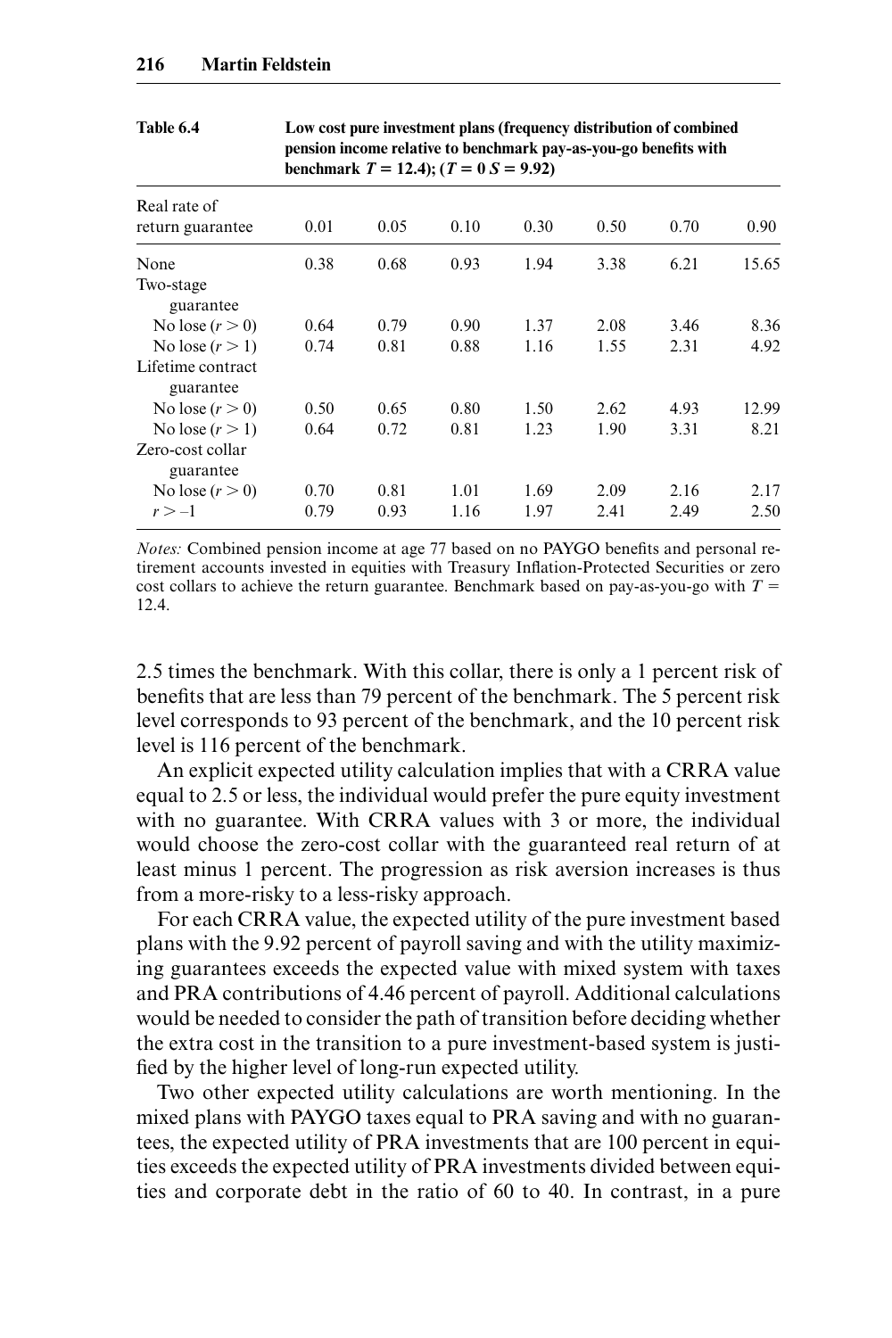**Table 6.4** Low cost pure investment plans (frequency distribution of combined pension income relative to benchmark pay-as-you-go benefits with benchmark $T = 12.4$); ($T = 0$ $S = 9.92$)

| Real rate of return guarantee | 0.01 | 0.05 | 0.10 | 0.30 | 0.50 | 0.70 | 0.90 |
|---|---|---|---|---|---|---|---|
| None | 0.38 | 0.68 | 0.93 | 1.94 | 3.38 | 6.21 | 15.65 |
| Two-stage guarantee | | | | | | | |
| No lose ($r > 0$) | 0.64 | 0.79 | 0.90 | 1.37 | 2.08 | 3.46 | 8.36 |
| No lose ($r > 1$) | 0.74 | 0.81 | 0.88 | 1.16 | 1.55 | 2.31 | 4.92 |
| Lifetime contract guarantee | | | | | | | |
| No lose ($r > 0$) | 0.50 | 0.65 | 0.80 | 1.50 | 2.62 | 4.93 | 12.99 |
| No lose ($r > 1$) | 0.64 | 0.72 | 0.81 | 1.23 | 1.90 | 3.31 | 8.21 |
| Zero-cost collar guarantee | | | | | | | |
| No lose ($r > 0$) | 0.70 | 0.81 | 1.01 | 1.69 | 2.09 | 2.16 | 2.17 |
| $r > -1$ | 0.79 | 0.93 | 1.16 | 1.97 | 2.41 | 2.49 | 2.50 |

*Notes:* Combined pension income at age 77 based on no PAYGO benefits and personal retirement accounts invested in equities with Treasury Inflation-Protected Securities or zero cost collars to achieve the return guarantee. Benchmark based on pay-as-you-go with $T = 12.4$.

2.5 times the benchmark. With this collar, there is only a 1 percent risk of benefits that are less than 79 percent of the benchmark. The 5 percent risk level corresponds to 93 percent of the benchmark, and the 10 percent risk level is 116 percent of the benchmark.

An explicit expected utility calculation implies that with a CRRA value equal to 2.5 or less, the individual would prefer the pure equity investment with no guarantee. With CRRA values with 3 or more, the individual would choose the zero-cost collar with the guaranteed real return of at least minus 1 percent. The progression as risk aversion increases is thus from a more-risky to a less-risky approach.

For each CRRA value, the expected utility of the pure investment based plans with the 9.92 percent of payroll saving and with the utility maximizing guarantees exceeds the expected value with mixed system with taxes and PRA contributions of 4.46 percent of payroll. Additional calculations would be needed to consider the path of transition before deciding whether the extra cost in the transition to a pure investment-based system is justified by the higher level of long-run expected utility.

Two other expected utility calculations are worth mentioning. In the mixed plans with PAYGO taxes equal to PRA saving and with no guarantees, the expected utility of PRA investments that are 100 percent in equities exceeds the expected utility of PRA investments divided between equities and corporate debt in the ratio of 60 to 40. In contrast, in a pure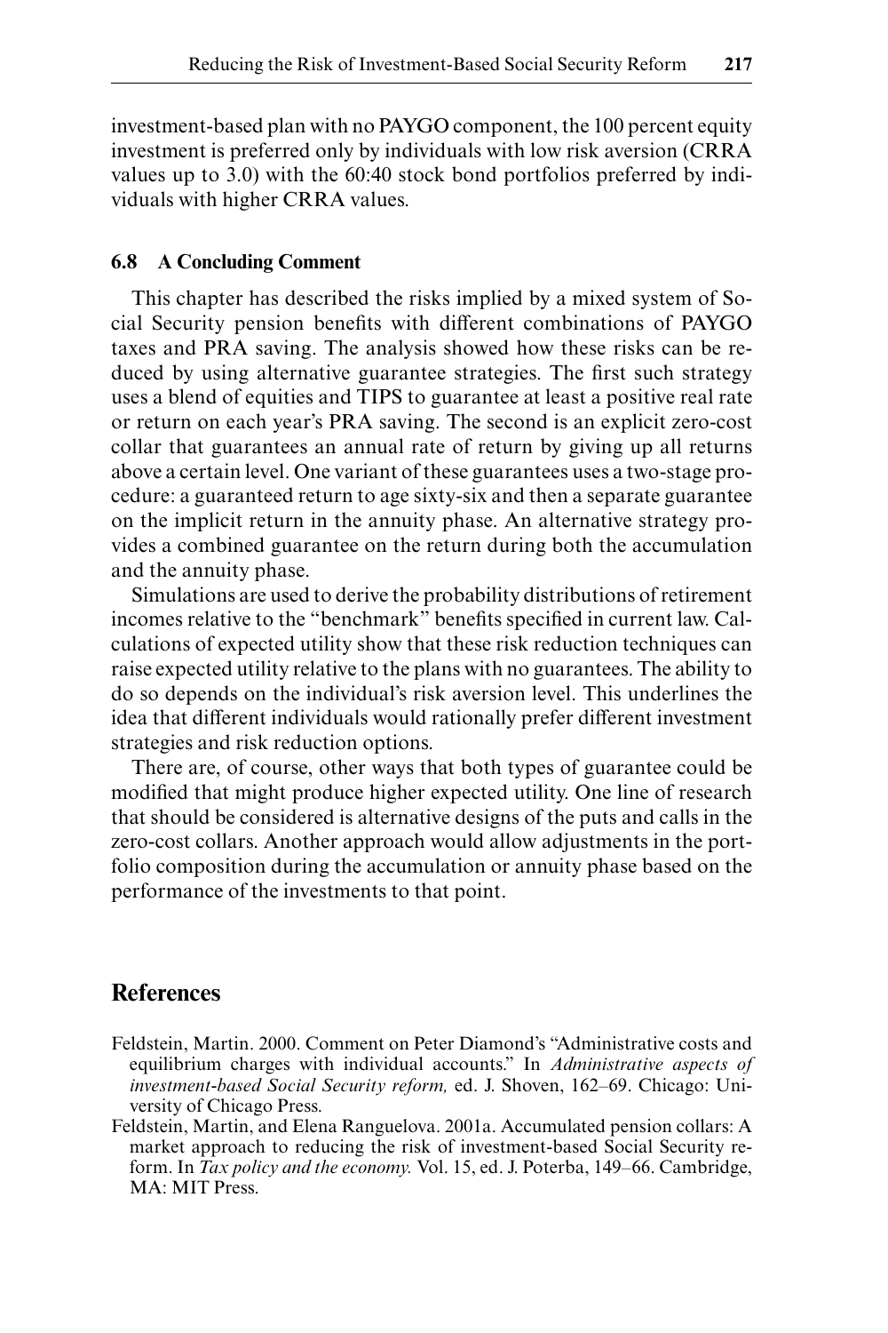investment-based plan with no PAYGO component, the 100 percent equity investment is preferred only by individuals with low risk aversion (CRRA values up to 3.0) with the 60:40 stock bond portfolios preferred by individuals with higher CRRA values.

### 6.8 A Concluding Comment

This chapter has described the risks implied by a mixed system of Social Security pension benefits with different combinations of PAYGO taxes and PRA saving. The analysis showed how these risks can be reduced by using alternative guarantee strategies. The first such strategy uses a blend of equities and TIPS to guarantee at least a positive real rate or return on each year's PRA saving. The second is an explicit zero-cost collar that guarantees an annual rate of return by giving up all returns above a certain level. One variant of these guarantees uses a two-stage procedure: a guaranteed return to age sixty-six and then a separate guarantee on the implicit return in the annuity phase. An alternative strategy provides a combined guarantee on the return during both the accumulation and the annuity phase.

Simulations are used to derive the probability distributions of retirement incomes relative to the "benchmark" benefits specified in current law. Calculations of expected utility show that these risk reduction techniques can raise expected utility relative to the plans with no guarantees. The ability to do so depends on the individual's risk aversion level. This underlines the idea that different individuals would rationally prefer different investment strategies and risk reduction options.

There are, of course, other ways that both types of guarantee could be modified that might produce higher expected utility. One line of research that should be considered is alternative designs of the puts and calls in the zero-cost collars. Another approach would allow adjustments in the portfolio composition during the accumulation or annuity phase based on the performance of the investments to that point.

## References

Feldstein, Martin. 2000. Comment on Peter Diamond's "Administrative costs and equilibrium charges with individual accounts." In *Administrative aspects of investment-based Social Security reform,* ed. J. Shoven, 162–69. Chicago: University of Chicago Press.

Feldstein, Martin, and Elena Ranguelova. 2001a. Accumulated pension collars: A market approach to reducing the risk of investment-based Social Security reform. In *Tax policy and the economy.* Vol. 15, ed. J. Poterba, 149–66. Cambridge, MA: MIT Press.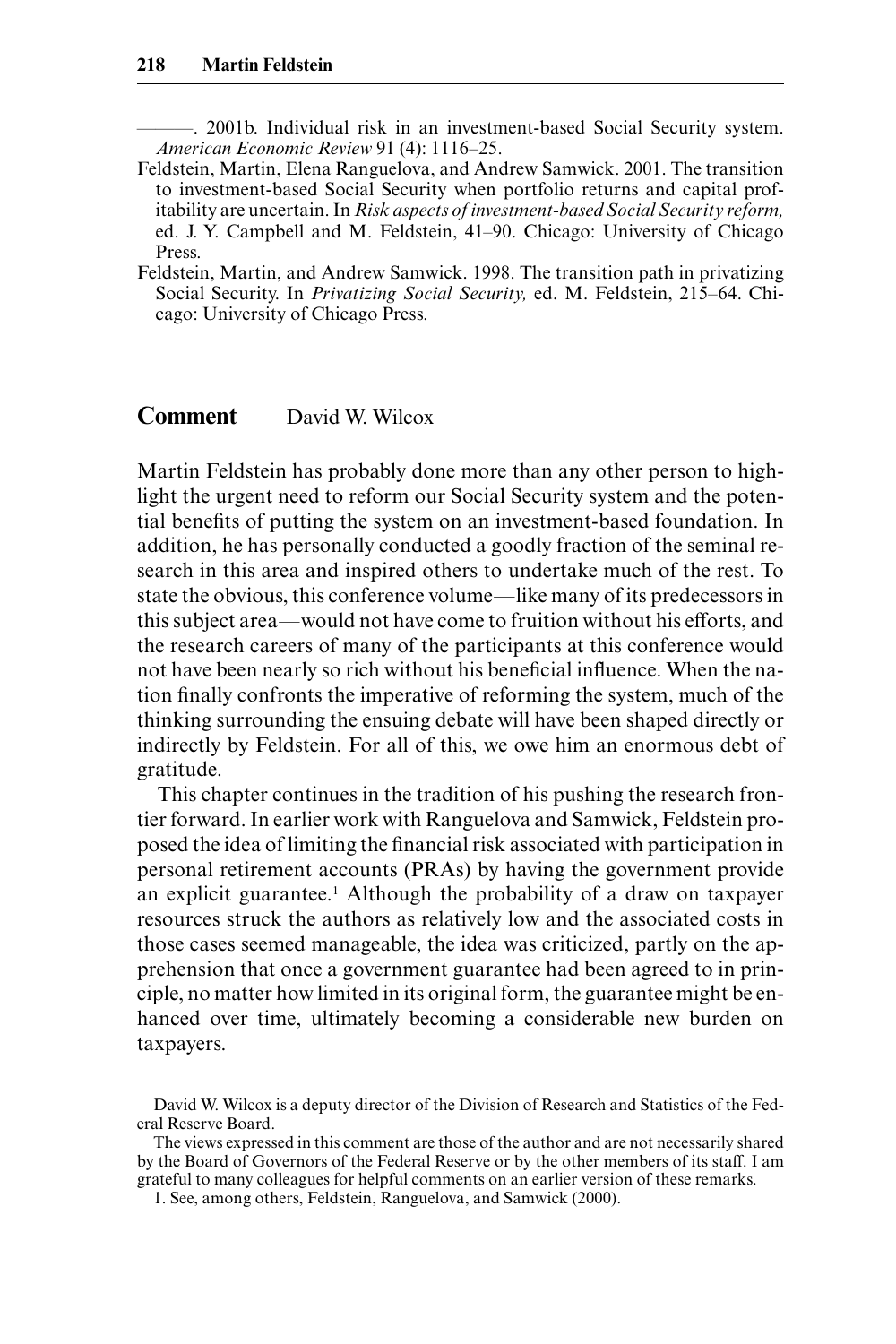———. 2001b. Individual risk in an investment-based Social Security system. *American Economic Review* 91 (4): 1116–25.

Feldstein, Martin, Elena Ranguelova, and Andrew Samwick. 2001. The transition to investment-based Social Security when portfolio returns and capital profitability are uncertain. In *Risk aspects of investment-based Social Security reform,* ed. J. Y. Campbell and M. Feldstein, 41–90. Chicago: University of Chicago Press.

Feldstein, Martin, and Andrew Samwick. 1998. The transition path in privatizing Social Security. In *Privatizing Social Security,* ed. M. Feldstein, 215–64. Chicago: University of Chicago Press.

## Comment David W. Wilcox

Martin Feldstein has probably done more than any other person to highlight the urgent need to reform our Social Security system and the potential benefits of putting the system on an investment-based foundation. In addition, he has personally conducted a goodly fraction of the seminal research in this area and inspired others to undertake much of the rest. To state the obvious, this conference volume—like many of its predecessors in this subject area—would not have come to fruition without his efforts, and the research careers of many of the participants at this conference would not have been nearly so rich without his beneficial influence. When the nation finally confronts the imperative of reforming the system, much of the thinking surrounding the ensuing debate will have been shaped directly or indirectly by Feldstein. For all of this, we owe him an enormous debt of gratitude.

This chapter continues in the tradition of his pushing the research frontier forward. In earlier work with Ranguelova and Samwick, Feldstein proposed the idea of limiting the financial risk associated with participation in personal retirement accounts (PRAs) by having the government provide an explicit guarantee.[1] Although the probability of a draw on taxpayer resources struck the authors as relatively low and the associated costs in those cases seemed manageable, the idea was criticized, partly on the apprehension that once a government guarantee had been agreed to in principle, no matter how limited in its original form, the guarantee might be enhanced over time, ultimately becoming a considerable new burden on taxpayers.

David W. Wilcox is a deputy director of the Division of Research and Statistics of the Federal Reserve Board.

The views expressed in this comment are those of the author and are not necessarily shared by the Board of Governors of the Federal Reserve or by the other members of its staff. I am grateful to many colleagues for helpful comments on an earlier version of these remarks.

1. See, among others, Feldstein, Ranguelova, and Samwick (2000).